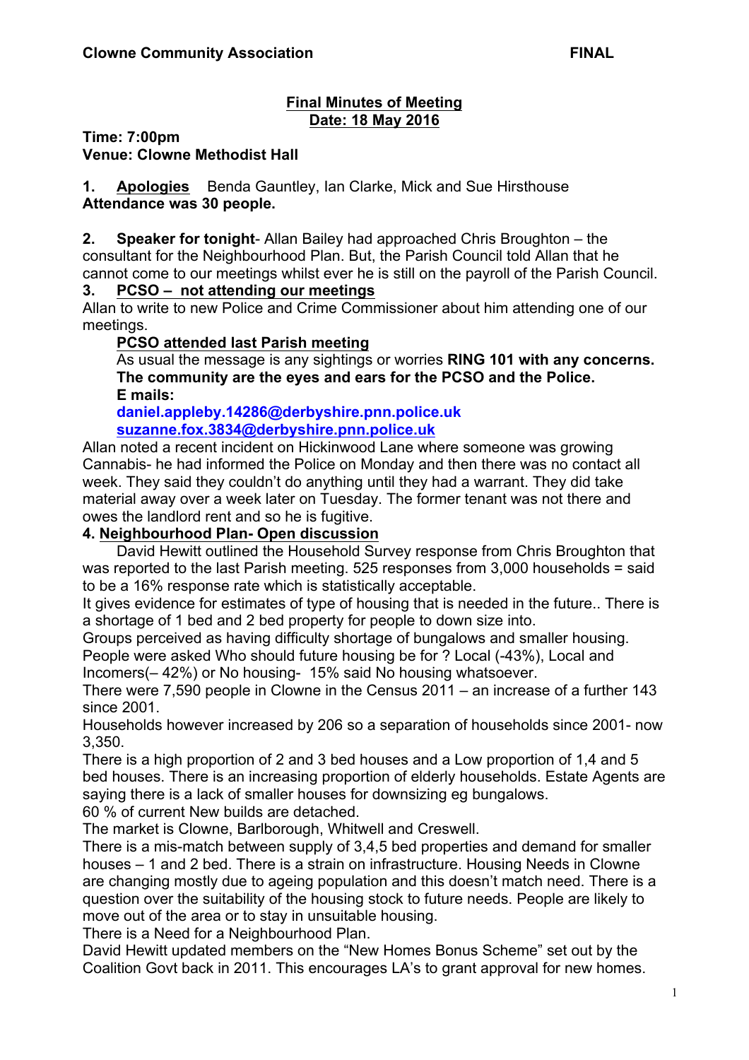**Clowne Community Association** **FINAL**

## Final Minutes of Meeting
## Date: 18 May 2016

**Time: 7:00pm**
**Venue: Clowne Methodist Hall**

**1. Apologies** Benda Gauntley, Ian Clarke, Mick and Sue Hirsthouse
**Attendance was 30 people.**

**2. Speaker for tonight**- Allan Bailey had approached Chris Broughton – the consultant for the Neighbourhood Plan. But, the Parish Council told Allan that he cannot come to our meetings whilst ever he is still on the payroll of the Parish Council.

**3. PCSO – not attending our meetings**

Allan to write to new Police and Crime Commissioner about him attending one of our meetings.

**PCSO attended last Parish meeting**

As usual the message is any sightings or worries **RING 101 with any concerns. The community are the eyes and ears for the PCSO and the Police.**
**E mails:**
**daniel.appleby.14286@derbyshire.pnn.police.uk**
**suzanne.fox.3834@derbyshire.pnn.police.uk**

Allan noted a recent incident on Hickinwood Lane where someone was growing Cannabis- he had informed the Police on Monday and then there was no contact all week. They said they couldn't do anything until they had a warrant. They did take material away over a week later on Tuesday. The former tenant was not there and owes the landlord rent and so he is fugitive.

**4. Neighbourhood Plan- Open discussion**

David Hewitt outlined the Household Survey response from Chris Broughton that was reported to the last Parish meeting. 525 responses from 3,000 households = said to be a 16% response rate which is statistically acceptable.

It gives evidence for estimates of type of housing that is needed in the future.. There is a shortage of 1 bed and 2 bed property for people to down size into.

Groups perceived as having difficulty shortage of bungalows and smaller housing.

People were asked Who should future housing be for ? Local (-43%), Local and Incomers(– 42%) or No housing- 15% said No housing whatsoever.

There were 7,590 people in Clowne in the Census 2011 – an increase of a further 143 since 2001.

Households however increased by 206 so a separation of households since 2001- now 3,350.

There is a high proportion of 2 and 3 bed houses and a Low proportion of 1,4 and 5 bed houses. There is an increasing proportion of elderly households. Estate Agents are saying there is a lack of smaller houses for downsizing eg bungalows.

60 % of current New builds are detached.

The market is Clowne, Barlborough, Whitwell and Creswell.

There is a mis-match between supply of 3,4,5 bed properties and demand for smaller houses – 1 and 2 bed. There is a strain on infrastructure. Housing Needs in Clowne are changing mostly due to ageing population and this doesn't match need. There is a question over the suitability of the housing stock to future needs. People are likely to move out of the area or to stay in unsuitable housing.

There is a Need for a Neighbourhood Plan.

David Hewitt updated members on the "New Homes Bonus Scheme" set out by the Coalition Govt back in 2011. This encourages LA's to grant approval for new homes.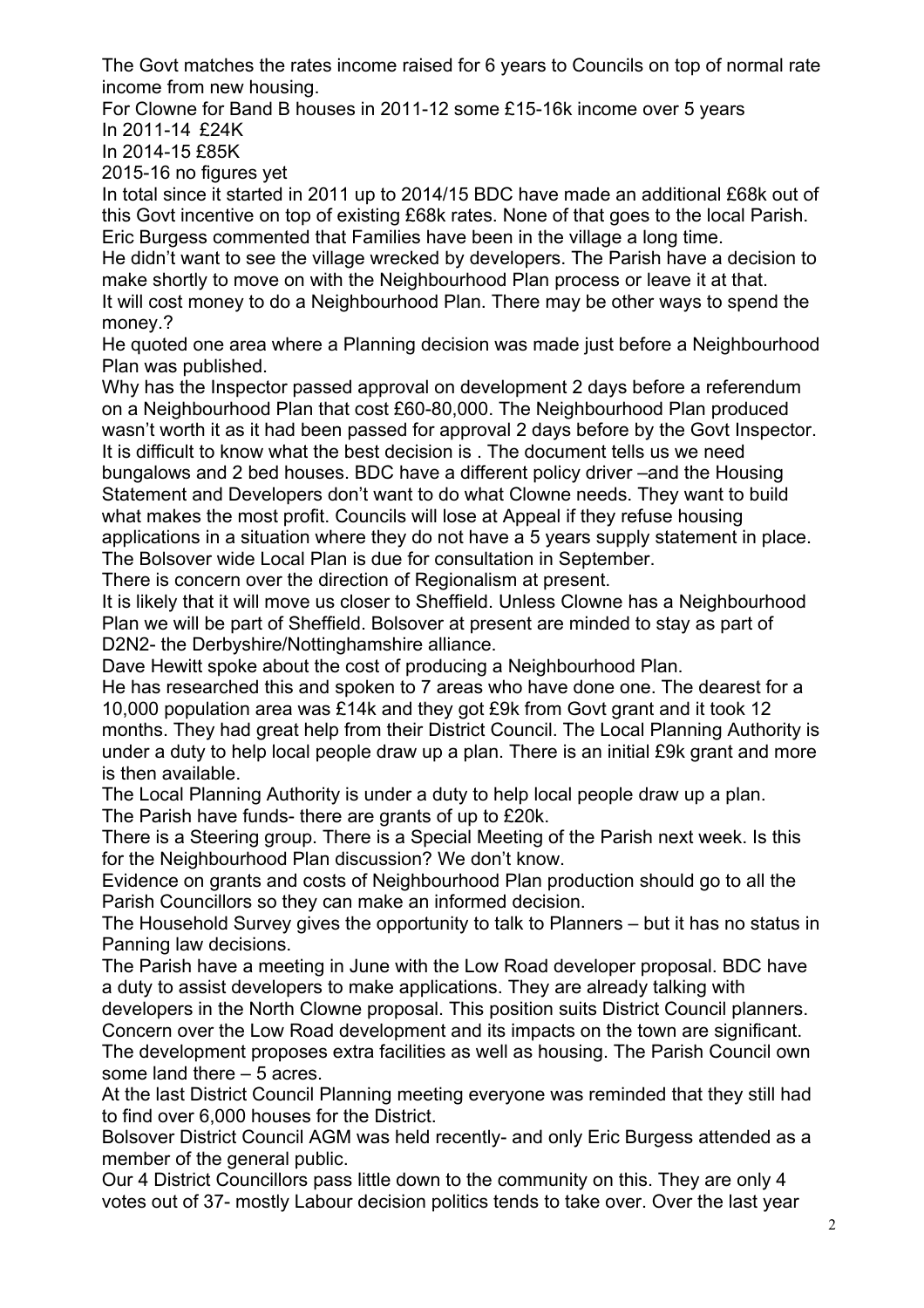The Govt matches the rates income raised for 6 years to Councils on top of normal rate income from new housing.

For Clowne for Band B houses in 2011-12 some £15-16k income over 5 years

In 2011-14 £24K

In 2014-15 £85K

2015-16 no figures yet

In total since it started in 2011 up to 2014/15 BDC have made an additional £68k out of this Govt incentive on top of existing £68k rates. None of that goes to the local Parish.

Eric Burgess commented that Families have been in the village a long time.

He didn't want to see the village wrecked by developers. The Parish have a decision to make shortly to move on with the Neighbourhood Plan process or leave it at that.

It will cost money to do a Neighbourhood Plan. There may be other ways to spend the money.?

He quoted one area where a Planning decision was made just before a Neighbourhood Plan was published.

Why has the Inspector passed approval on development 2 days before a referendum on a Neighbourhood Plan that cost £60-80,000. The Neighbourhood Plan produced wasn't worth it as it had been passed for approval 2 days before by the Govt Inspector.

It is difficult to know what the best decision is . The document tells us we need bungalows and 2 bed houses. BDC have a different policy driver –and the Housing Statement and Developers don't want to do what Clowne needs. They want to build what makes the most profit. Councils will lose at Appeal if they refuse housing applications in a situation where they do not have a 5 years supply statement in place.

The Bolsover wide Local Plan is due for consultation in September.

There is concern over the direction of Regionalism at present.

It is likely that it will move us closer to Sheffield. Unless Clowne has a Neighbourhood Plan we will be part of Sheffield. Bolsover at present are minded to stay as part of D2N2- the Derbyshire/Nottinghamshire alliance.

Dave Hewitt spoke about the cost of producing a Neighbourhood Plan.

He has researched this and spoken to 7 areas who have done one. The dearest for a 10,000 population area was £14k and they got £9k from Govt grant and it took 12 months. They had great help from their District Council. The Local Planning Authority is under a duty to help local people draw up a plan. There is an initial £9k grant and more is then available.

The Local Planning Authority is under a duty to help local people draw up a plan.

The Parish have funds- there are grants of up to £20k.

There is a Steering group. There is a Special Meeting of the Parish next week. Is this for the Neighbourhood Plan discussion? We don't know.

Evidence on grants and costs of Neighbourhood Plan production should go to all the Parish Councillors so they can make an informed decision.

The Household Survey gives the opportunity to talk to Planners – but it has no status in Panning law decisions.

The Parish have a meeting in June with the Low Road developer proposal. BDC have a duty to assist developers to make applications. They are already talking with developers in the North Clowne proposal. This position suits District Council planners.

Concern over the Low Road development and its impacts on the town are significant.

The development proposes extra facilities as well as housing. The Parish Council own some land there – 5 acres.

At the last District Council Planning meeting everyone was reminded that they still had to find over 6,000 houses for the District.

Bolsover District Council AGM was held recently- and only Eric Burgess attended as a member of the general public.

Our 4 District Councillors pass little down to the community on this. They are only 4 votes out of 37- mostly Labour decision politics tends to take over. Over the last year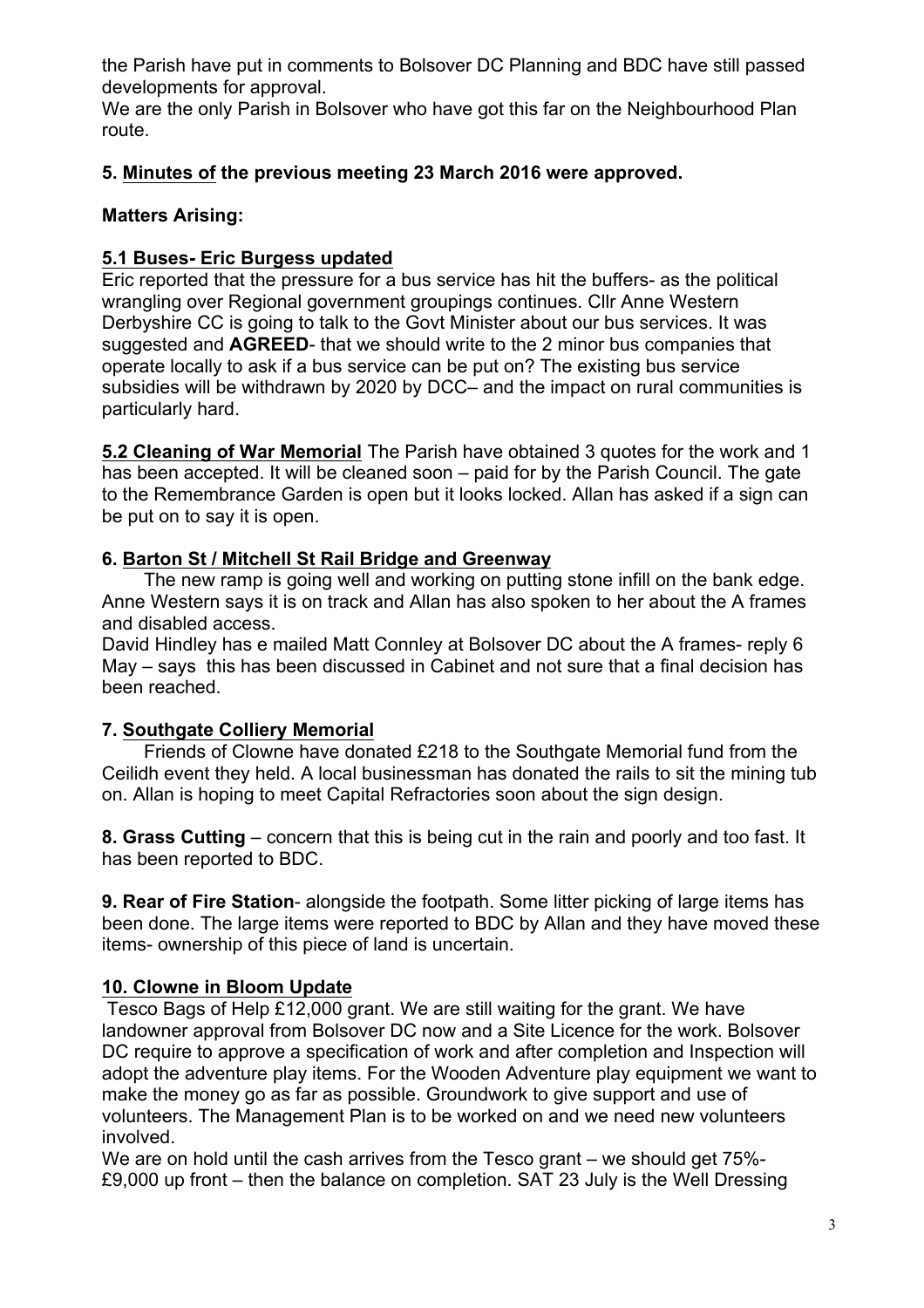the Parish have put in comments to Bolsover DC Planning and BDC have still passed developments for approval.

We are the only Parish in Bolsover who have got this far on the Neighbourhood Plan route.

## 5. Minutes of the previous meeting 23 March 2016 were approved.

**Matters Arising:**

### 5.1 Buses- Eric Burgess updated

Eric reported that the pressure for a bus service has hit the buffers- as the political wrangling over Regional government groupings continues. Cllr Anne Western Derbyshire CC is going to talk to the Govt Minister about our bus services. It was suggested and **AGREED**- that we should write to the 2 minor bus companies that operate locally to ask if a bus service can be put on? The existing bus service subsidies will be withdrawn by 2020 by DCC– and the impact on rural communities is particularly hard.

**5.2 Cleaning of War Memorial** The Parish have obtained 3 quotes for the work and 1 has been accepted. It will be cleaned soon – paid for by the Parish Council. The gate to the Remembrance Garden is open but it looks locked. Allan has asked if a sign can be put on to say it is open.

## 6. Barton St / Mitchell St Rail Bridge and Greenway

The new ramp is going well and working on putting stone infill on the bank edge. Anne Western says it is on track and Allan has also spoken to her about the A frames and disabled access.

David Hindley has e mailed Matt Connley at Bolsover DC about the A frames- reply 6 May – says this has been discussed in Cabinet and not sure that a final decision has been reached.

## 7. Southgate Colliery Memorial

Friends of Clowne have donated £218 to the Southgate Memorial fund from the Ceilidh event they held. A local businessman has donated the rails to sit the mining tub on. Allan is hoping to meet Capital Refractories soon about the sign design.

**8. Grass Cutting** – concern that this is being cut in the rain and poorly and too fast. It has been reported to BDC.

**9. Rear of Fire Station**- alongside the footpath. Some litter picking of large items has been done. The large items were reported to BDC by Allan and they have moved these items- ownership of this piece of land is uncertain.

## 10. Clowne in Bloom Update

Tesco Bags of Help £12,000 grant. We are still waiting for the grant. We have landowner approval from Bolsover DC now and a Site Licence for the work. Bolsover DC require to approve a specification of work and after completion and Inspection will adopt the adventure play items. For the Wooden Adventure play equipment we want to make the money go as far as possible. Groundwork to give support and use of volunteers. The Management Plan is to be worked on and we need new volunteers involved.

We are on hold until the cash arrives from the Tesco grant – we should get 75%- £9,000 up front – then the balance on completion. SAT 23 July is the Well Dressing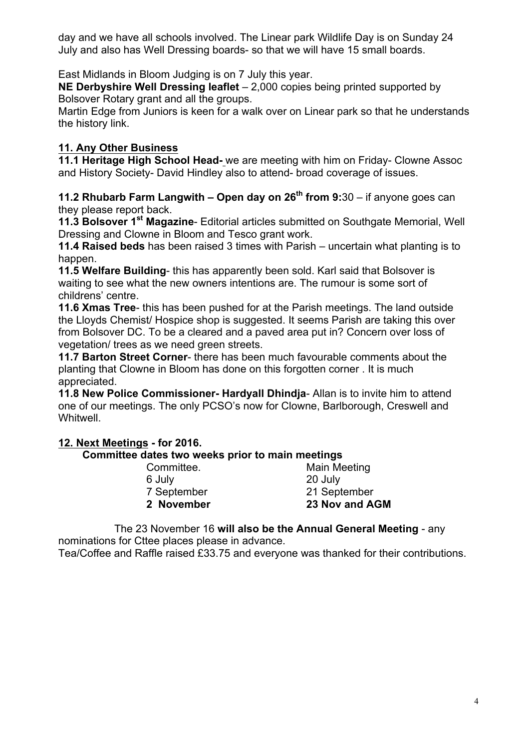day and we have all schools involved. The Linear park Wildlife Day is on Sunday 24 July and also has Well Dressing boards- so that we will have 15 small boards.

East Midlands in Bloom Judging is on 7 July this year.

**NE Derbyshire Well Dressing leaflet** – 2,000 copies being printed supported by Bolsover Rotary grant and all the groups.

Martin Edge from Juniors is keen for a walk over on Linear park so that he understands the history link.

## 11. Any Other Business

**11.1 Heritage High School Head-** we are meeting with him on Friday- Clowne Assoc and History Society- David Hindley also to attend- broad coverage of issues.

**11.2 Rhubarb Farm Langwith – Open day on 26th from 9:**30 – if anyone goes can they please report back.

**11.3 Bolsover 1st Magazine**- Editorial articles submitted on Southgate Memorial, Well Dressing and Clowne in Bloom and Tesco grant work.

**11.4 Raised beds** has been raised 3 times with Parish – uncertain what planting is to happen.

**11.5 Welfare Building**- this has apparently been sold. Karl said that Bolsover is waiting to see what the new owners intentions are. The rumour is some sort of childrens' centre.

**11.6 Xmas Tree**- this has been pushed for at the Parish meetings. The land outside the Lloyds Chemist/ Hospice shop is suggested. It seems Parish are taking this over from Bolsover DC. To be a cleared and a paved area put in? Concern over loss of vegetation/ trees as we need green streets.

**11.7 Barton Street Corner**- there has been much favourable comments about the planting that Clowne in Bloom has done on this forgotten corner . It is much appreciated.

**11.8 New Police Commissioner- Hardyall Dhindja**- Allan is to invite him to attend one of our meetings. The only PCSO's now for Clowne, Barlborough, Creswell and Whitwell.

## 12. Next Meetings - for 2016.

**Committee dates two weeks prior to main meetings**

| Committee. | Main Meeting |
|---|---|
| 6 July | 20 July |
| 7 September | 21 September |
| **2 November** | **23 Nov and AGM** |

The 23 November 16 **will also be the Annual General Meeting** - any nominations for Cttee places please in advance.

Tea/Coffee and Raffle raised £33.75 and everyone was thanked for their contributions.